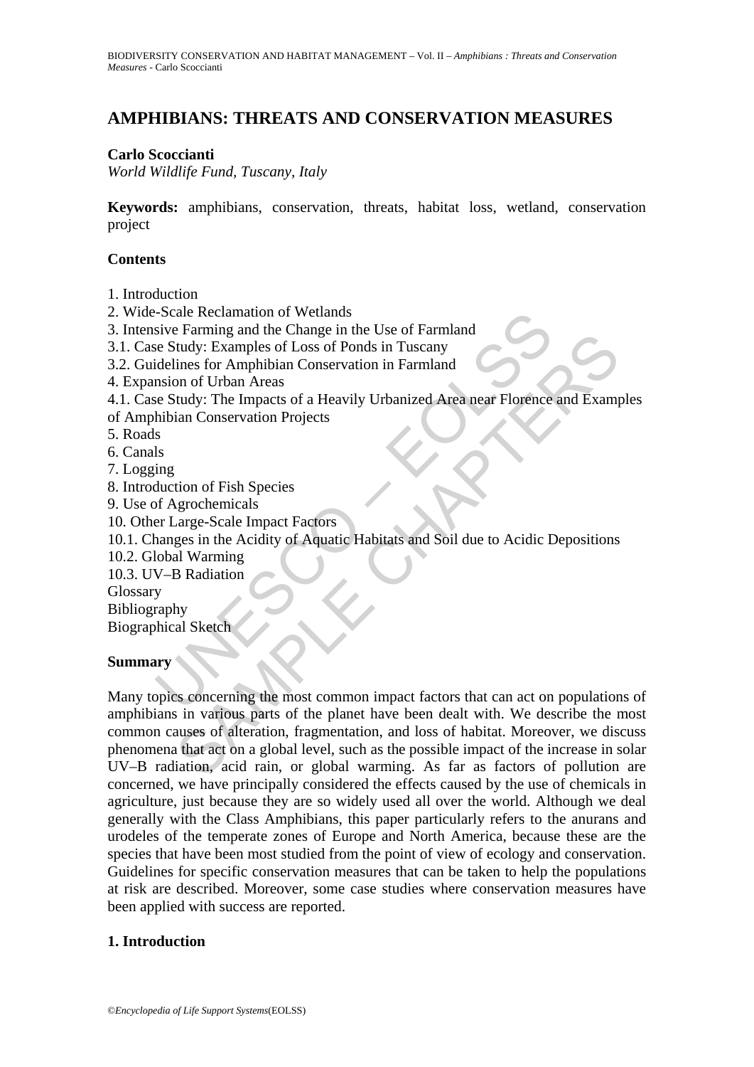# AMPHIBIANS: THREATS AND CONSERVATION MEASURES

**Carlo Scoccianti**

*World Wildlife Fund, Tuscany, Italy*

**Keywords:** amphibians, conservation, threats, habitat loss, wetland, conservation project

## Contents

1. Introduction
2. Wide-Scale Reclamation of Wetlands
3. Intensive Farming and the Change in the Use of Farmland
3.1. Case Study: Examples of Loss of Ponds in Tuscany
3.2. Guidelines for Amphibian Conservation in Farmland
4. Expansion of Urban Areas
4.1. Case Study: The Impacts of a Heavily Urbanized Area near Florence and Examples of Amphibian Conservation Projects
5. Roads
6. Canals
7. Logging
8. Introduction of Fish Species
9. Use of Agrochemicals
10. Other Large-Scale Impact Factors
10.1. Changes in the Acidity of Aquatic Habitats and Soil due to Acidic Depositions
10.2. Global Warming
10.3. UV–B Radiation

Glossary

Bibliography

Biographical Sketch

## Summary

Many topics concerning the most common impact factors that can act on populations of amphibians in various parts of the planet have been dealt with. We describe the most common causes of alteration, fragmentation, and loss of habitat. Moreover, we discuss phenomena that act on a global level, such as the possible impact of the increase in solar UV–B radiation, acid rain, or global warming. As far as factors of pollution are concerned, we have principally considered the effects caused by the use of chemicals in agriculture, just because they are so widely used all over the world. Although we deal generally with the Class Amphibians, this paper particularly refers to the anurans and urodeles of the temperate zones of Europe and North America, because these are the species that have been most studied from the point of view of ecology and conservation. Guidelines for specific conservation measures that can be taken to help the populations at risk are described. Moreover, some case studies where conservation measures have been applied with success are reported.

## 1. Introduction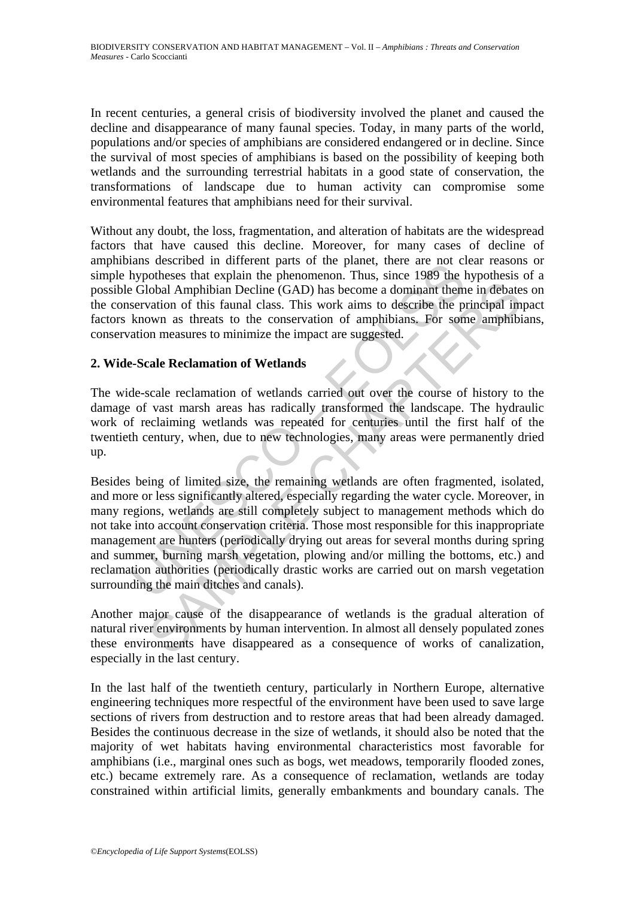In recent centuries, a general crisis of biodiversity involved the planet and caused the decline and disappearance of many faunal species. Today, in many parts of the world, populations and/or species of amphibians are considered endangered or in decline. Since the survival of most species of amphibians is based on the possibility of keeping both wetlands and the surrounding terrestrial habitats in a good state of conservation, the transformations of landscape due to human activity can compromise some environmental features that amphibians need for their survival.

Without any doubt, the loss, fragmentation, and alteration of habitats are the widespread factors that have caused this decline. Moreover, for many cases of decline of amphibians described in different parts of the planet, there are not clear reasons or simple hypotheses that explain the phenomenon. Thus, since 1989 the hypothesis of a possible Global Amphibian Decline (GAD) has become a dominant theme in debates on the conservation of this faunal class. This work aims to describe the principal impact factors known as threats to the conservation of amphibians. For some amphibians, conservation measures to minimize the impact are suggested.

## 2. Wide-Scale Reclamation of Wetlands

The wide-scale reclamation of wetlands carried out over the course of history to the damage of vast marsh areas has radically transformed the landscape. The hydraulic work of reclaiming wetlands was repeated for centuries until the first half of the twentieth century, when, due to new technologies, many areas were permanently dried up.

Besides being of limited size, the remaining wetlands are often fragmented, isolated, and more or less significantly altered, especially regarding the water cycle. Moreover, in many regions, wetlands are still completely subject to management methods which do not take into account conservation criteria. Those most responsible for this inappropriate management are hunters (periodically drying out areas for several months during spring and summer, burning marsh vegetation, plowing and/or milling the bottoms, etc.) and reclamation authorities (periodically drastic works are carried out on marsh vegetation surrounding the main ditches and canals).

Another major cause of the disappearance of wetlands is the gradual alteration of natural river environments by human intervention. In almost all densely populated zones these environments have disappeared as a consequence of works of canalization, especially in the last century.

In the last half of the twentieth century, particularly in Northern Europe, alternative engineering techniques more respectful of the environment have been used to save large sections of rivers from destruction and to restore areas that had been already damaged. Besides the continuous decrease in the size of wetlands, it should also be noted that the majority of wet habitats having environmental characteristics most favorable for amphibians (i.e., marginal ones such as bogs, wet meadows, temporarily flooded zones, etc.) became extremely rare. As a consequence of reclamation, wetlands are today constrained within artificial limits, generally embankments and boundary canals. The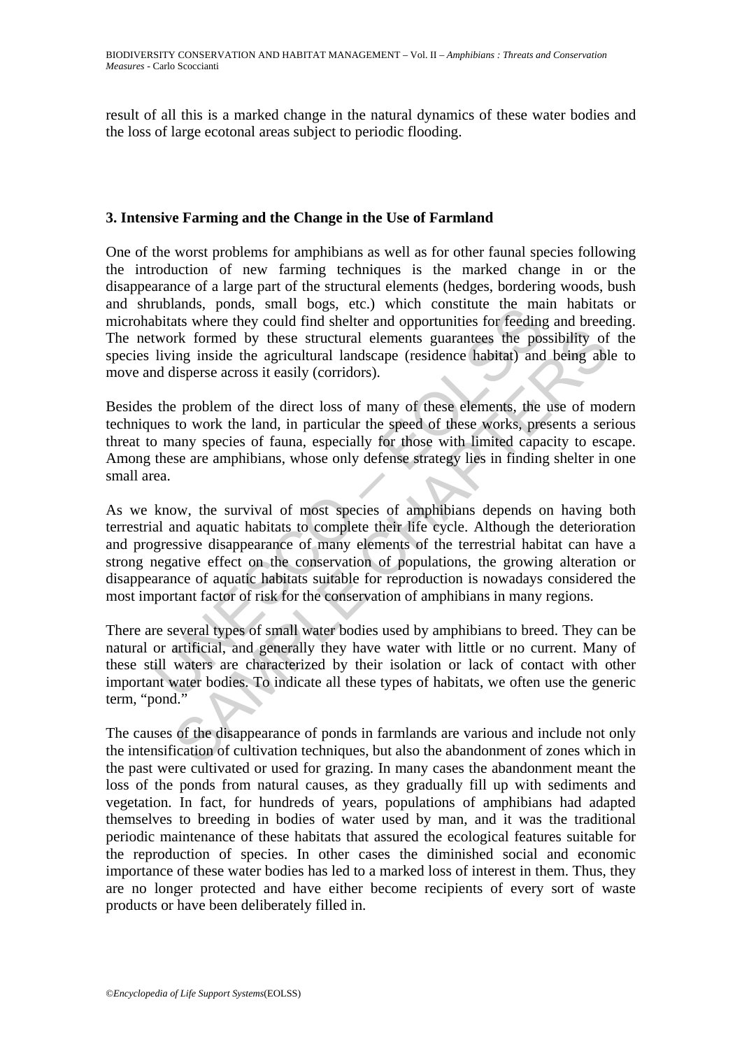result of all this is a marked change in the natural dynamics of these water bodies and the loss of large ecotonal areas subject to periodic flooding.

## 3. Intensive Farming and the Change in the Use of Farmland

One of the worst problems for amphibians as well as for other faunal species following the introduction of new farming techniques is the marked change in or the disappearance of a large part of the structural elements (hedges, bordering woods, bush and shrublands, ponds, small bogs, etc.) which constitute the main habitats or microhabitats where they could find shelter and opportunities for feeding and breeding. The network formed by these structural elements guarantees the possibility of the species living inside the agricultural landscape (residence habitat) and being able to move and disperse across it easily (corridors).

Besides the problem of the direct loss of many of these elements, the use of modern techniques to work the land, in particular the speed of these works, presents a serious threat to many species of fauna, especially for those with limited capacity to escape. Among these are amphibians, whose only defense strategy lies in finding shelter in one small area.

As we know, the survival of most species of amphibians depends on having both terrestrial and aquatic habitats to complete their life cycle. Although the deterioration and progressive disappearance of many elements of the terrestrial habitat can have a strong negative effect on the conservation of populations, the growing alteration or disappearance of aquatic habitats suitable for reproduction is nowadays considered the most important factor of risk for the conservation of amphibians in many regions.

There are several types of small water bodies used by amphibians to breed. They can be natural or artificial, and generally they have water with little or no current. Many of these still waters are characterized by their isolation or lack of contact with other important water bodies. To indicate all these types of habitats, we often use the generic term, "pond."

The causes of the disappearance of ponds in farmlands are various and include not only the intensification of cultivation techniques, but also the abandonment of zones which in the past were cultivated or used for grazing. In many cases the abandonment meant the loss of the ponds from natural causes, as they gradually fill up with sediments and vegetation. In fact, for hundreds of years, populations of amphibians had adapted themselves to breeding in bodies of water used by man, and it was the traditional periodic maintenance of these habitats that assured the ecological features suitable for the reproduction of species. In other cases the diminished social and economic importance of these water bodies has led to a marked loss of interest in them. Thus, they are no longer protected and have either become recipients of every sort of waste products or have been deliberately filled in.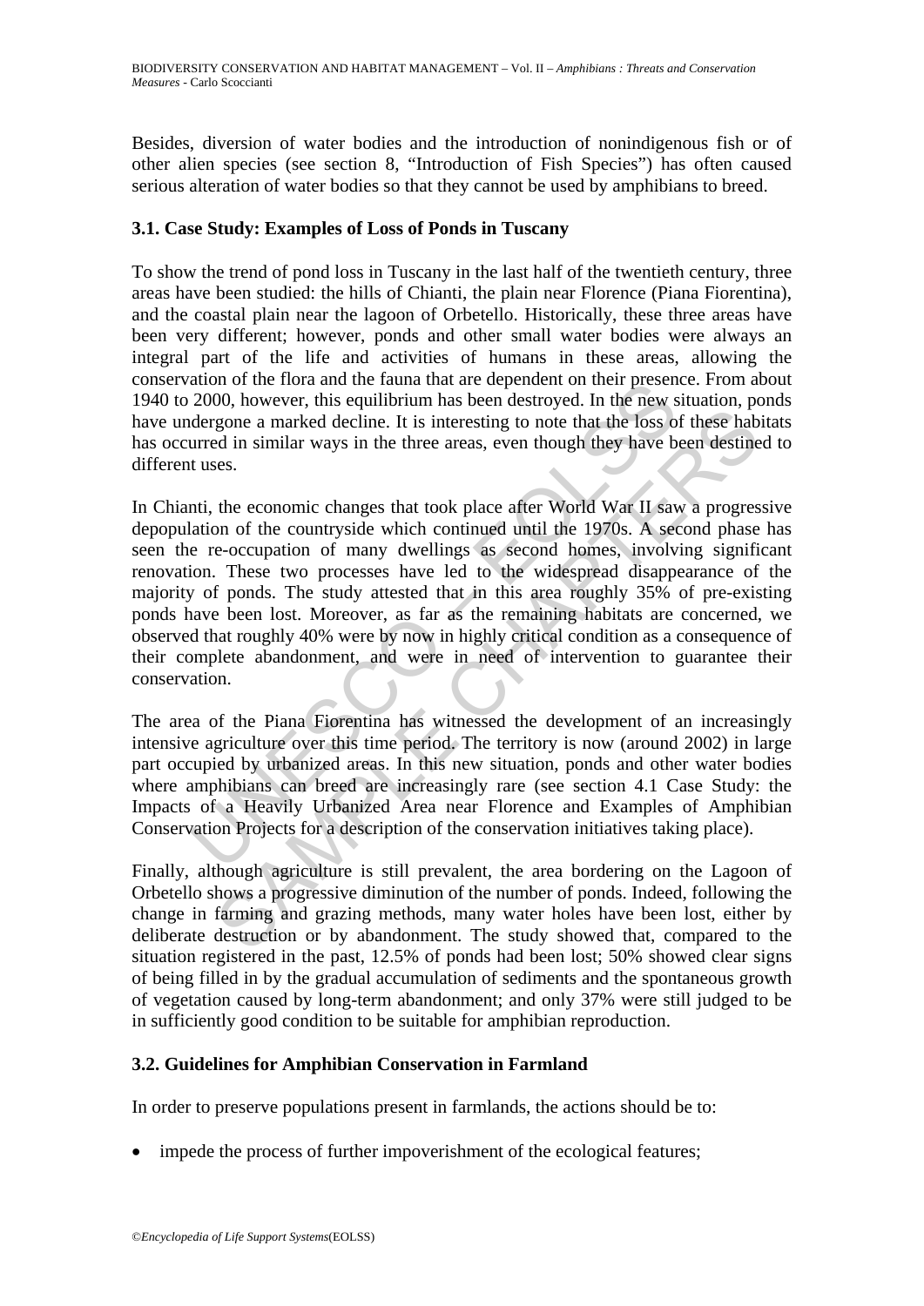Besides, diversion of water bodies and the introduction of nonindigenous fish or of other alien species (see section 8, “Introduction of Fish Species”) has often caused serious alteration of water bodies so that they cannot be used by amphibians to breed.

### 3.1. Case Study: Examples of Loss of Ponds in Tuscany

To show the trend of pond loss in Tuscany in the last half of the twentieth century, three areas have been studied: the hills of Chianti, the plain near Florence (Piana Fiorentina), and the coastal plain near the lagoon of Orbetello. Historically, these three areas have been very different; however, ponds and other small water bodies were always an integral part of the life and activities of humans in these areas, allowing the conservation of the flora and the fauna that are dependent on their presence. From about 1940 to 2000, however, this equilibrium has been destroyed. In the new situation, ponds have undergone a marked decline. It is interesting to note that the loss of these habitats has occurred in similar ways in the three areas, even though they have been destined to different uses.

In Chianti, the economic changes that took place after World War II saw a progressive depopulation of the countryside which continued until the 1970s. A second phase has seen the re-occupation of many dwellings as second homes, involving significant renovation. These two processes have led to the widespread disappearance of the majority of ponds. The study attested that in this area roughly 35% of pre-existing ponds have been lost. Moreover, as far as the remaining habitats are concerned, we observed that roughly 40% were by now in highly critical condition as a consequence of their complete abandonment, and were in need of intervention to guarantee their conservation.

The area of the Piana Fiorentina has witnessed the development of an increasingly intensive agriculture over this time period. The territory is now (around 2002) in large part occupied by urbanized areas. In this new situation, ponds and other water bodies where amphibians can breed are increasingly rare (see section 4.1 Case Study: the Impacts of a Heavily Urbanized Area near Florence and Examples of Amphibian Conservation Projects for a description of the conservation initiatives taking place).

Finally, although agriculture is still prevalent, the area bordering on the Lagoon of Orbetello shows a progressive diminution of the number of ponds. Indeed, following the change in farming and grazing methods, many water holes have been lost, either by deliberate destruction or by abandonment. The study showed that, compared to the situation registered in the past, 12.5% of ponds had been lost; 50% showed clear signs of being filled in by the gradual accumulation of sediments and the spontaneous growth of vegetation caused by long-term abandonment; and only 37% were still judged to be in sufficiently good condition to be suitable for amphibian reproduction.

### 3.2. Guidelines for Amphibian Conservation in Farmland

In order to preserve populations present in farmlands, the actions should be to:

- impede the process of further impoverishment of the ecological features;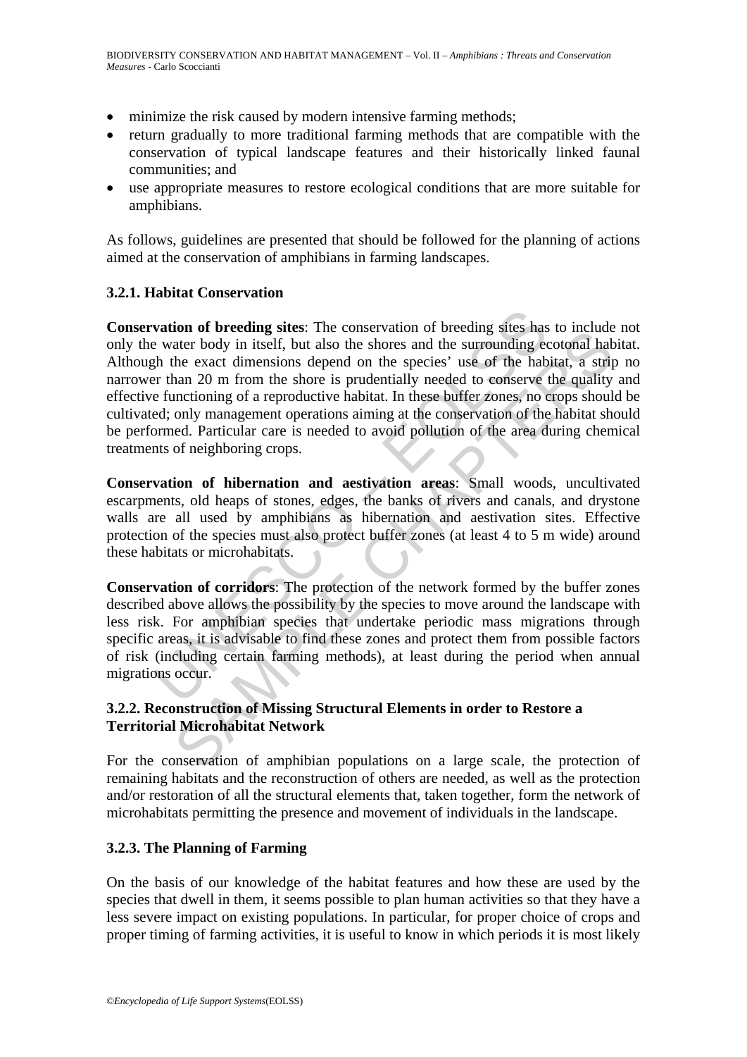- minimize the risk caused by modern intensive farming methods;
- return gradually to more traditional farming methods that are compatible with the conservation of typical landscape features and their historically linked faunal communities; and
- use appropriate measures to restore ecological conditions that are more suitable for amphibians.

As follows, guidelines are presented that should be followed for the planning of actions aimed at the conservation of amphibians in farming landscapes.

### 3.2.1. Habitat Conservation

**Conservation of breeding sites**: The conservation of breeding sites has to include not only the water body in itself, but also the shores and the surrounding ecotonal habitat. Although the exact dimensions depend on the species' use of the habitat, a strip no narrower than 20 m from the shore is prudentially needed to conserve the quality and effective functioning of a reproductive habitat. In these buffer zones, no crops should be cultivated; only management operations aiming at the conservation of the habitat should be performed. Particular care is needed to avoid pollution of the area during chemical treatments of neighboring crops.

**Conservation of hibernation and aestivation areas**: Small woods, uncultivated escarpments, old heaps of stones, edges, the banks of rivers and canals, and drystone walls are all used by amphibians as hibernation and aestivation sites. Effective protection of the species must also protect buffer zones (at least 4 to 5 m wide) around these habitats or microhabitats.

**Conservation of corridors**: The protection of the network formed by the buffer zones described above allows the possibility by the species to move around the landscape with less risk. For amphibian species that undertake periodic mass migrations through specific areas, it is advisable to find these zones and protect them from possible factors of risk (including certain farming methods), at least during the period when annual migrations occur.

### 3.2.2. Reconstruction of Missing Structural Elements in order to Restore a Territorial Microhabitat Network

For the conservation of amphibian populations on a large scale, the protection of remaining habitats and the reconstruction of others are needed, as well as the protection and/or restoration of all the structural elements that, taken together, form the network of microhabitats permitting the presence and movement of individuals in the landscape.

### 3.2.3. The Planning of Farming

On the basis of our knowledge of the habitat features and how these are used by the species that dwell in them, it seems possible to plan human activities so that they have a less severe impact on existing populations. In particular, for proper choice of crops and proper timing of farming activities, it is useful to know in which periods it is most likely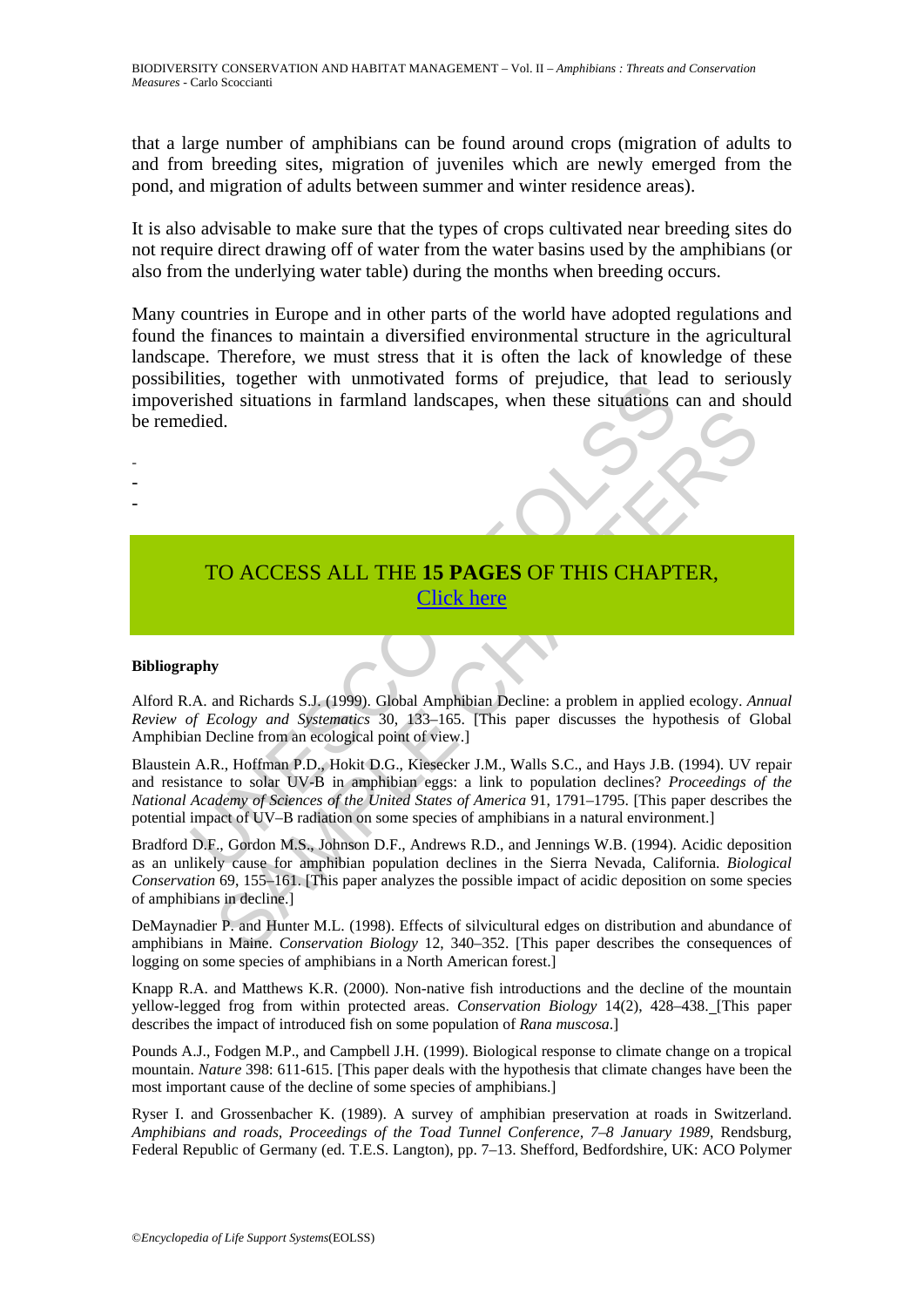that a large number of amphibians can be found around crops (migration of adults to and from breeding sites, migration of juveniles which are newly emerged from the pond, and migration of adults between summer and winter residence areas).

It is also advisable to make sure that the types of crops cultivated near breeding sites do not require direct drawing off of water from the water basins used by the amphibians (or also from the underlying water table) during the months when breeding occurs.

Many countries in Europe and in other parts of the world have adopted regulations and found the finances to maintain a diversified environmental structure in the agricultural landscape. Therefore, we must stress that it is often the lack of knowledge of these possibilities, together with unmotivated forms of prejudice, that lead to seriously impoverished situations in farmland landscapes, when these situations can and should be remedied.

-
-
-

TO ACCESS ALL THE **15 PAGES** OF THIS CHAPTER,
Click here

**Bibliography**

Alford R.A. and Richards S.J. (1999). Global Amphibian Decline: a problem in applied ecology. *Annual Review of Ecology and Systematics* 30, 133–165. [This paper discusses the hypothesis of Global Amphibian Decline from an ecological point of view.]

Blaustein A.R., Hoffman P.D., Hokit D.G., Kiesecker J.M., Walls S.C., and Hays J.B. (1994). UV repair and resistance to solar UV-B in amphibian eggs: a link to population declines? *Proceedings of the National Academy of Sciences of the United States of America* 91, 1791–1795. [This paper describes the potential impact of UV–B radiation on some species of amphibians in a natural environment.]

Bradford D.F., Gordon M.S., Johnson D.F., Andrews R.D., and Jennings W.B. (1994). Acidic deposition as an unlikely cause for amphibian population declines in the Sierra Nevada, California. *Biological Conservation* 69, 155–161. [This paper analyzes the possible impact of acidic deposition on some species of amphibians in decline.]

DeMaynadier P. and Hunter M.L. (1998). Effects of silvicultural edges on distribution and abundance of amphibians in Maine. *Conservation Biology* 12, 340–352. [This paper describes the consequences of logging on some species of amphibians in a North American forest.]

Knapp R.A. and Matthews K.R. (2000). Non-native fish introductions and the decline of the mountain yellow-legged frog from within protected areas. *Conservation Biology* 14(2), 428–438. [This paper describes the impact of introduced fish on some population of *Rana muscosa*.]

Pounds A.J., Fodgen M.P., and Campbell J.H. (1999). Biological response to climate change on a tropical mountain. *Nature* 398: 611-615. [This paper deals with the hypothesis that climate changes have been the most important cause of the decline of some species of amphibians.]

Ryser I. and Grossenbacher K. (1989). A survey of amphibian preservation at roads in Switzerland. *Amphibians and roads, Proceedings of the Toad Tunnel Conference, 7–8 January 1989*, Rendsburg, Federal Republic of Germany (ed. T.E.S. Langton), pp. 7–13. Shefford, Bedfordshire, UK: ACO Polymer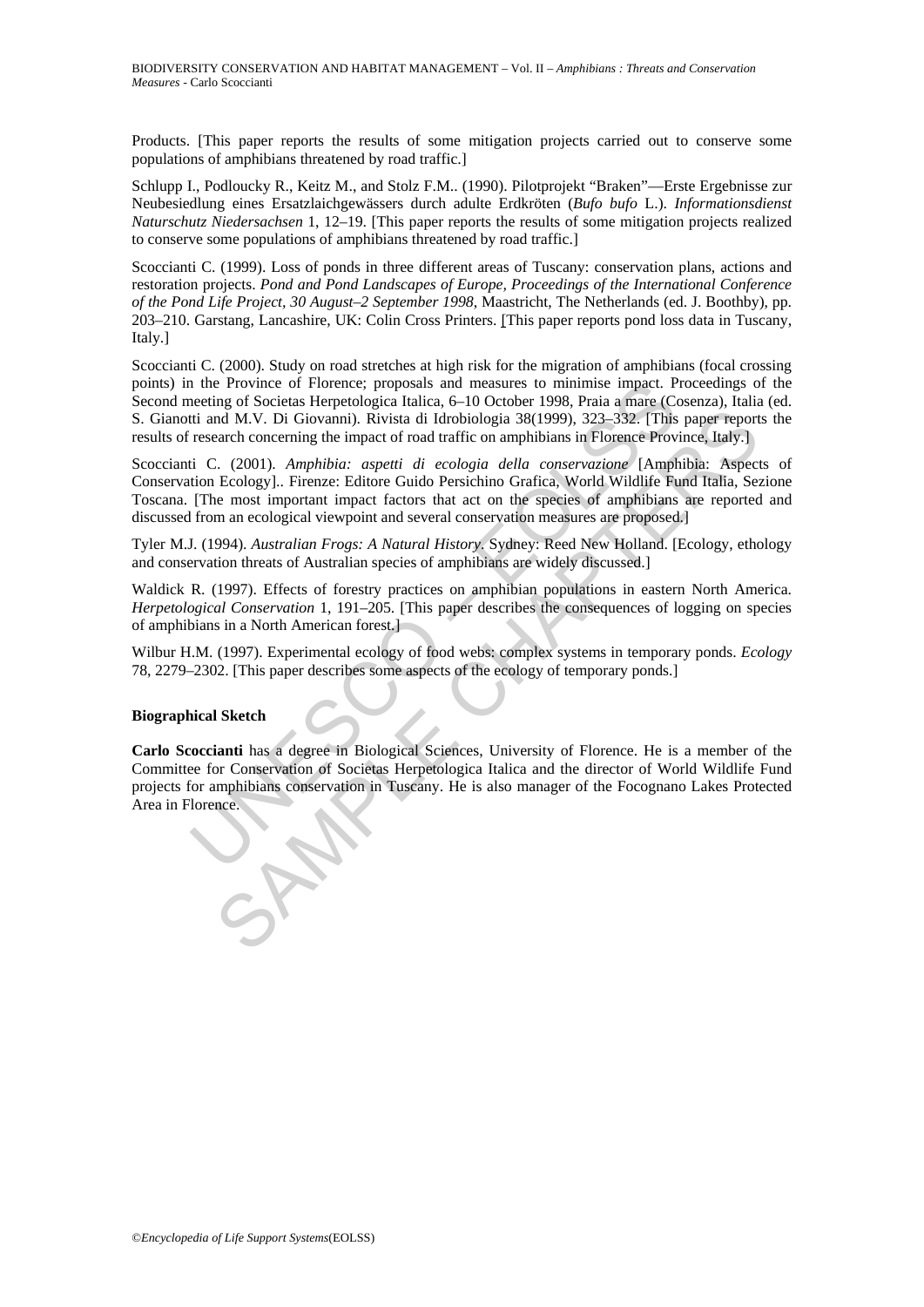Products. [This paper reports the results of some mitigation projects carried out to conserve some populations of amphibians threatened by road traffic.]

Schlupp I., Podloucky R., Keitz M., and Stolz F.M.. (1990). Pilotprojekt "Braken"—Erste Ergebnisse zur Neubesiedlung eines Ersatzlaichgewässers durch adulte Erdkröten (*Bufo bufo* L.). *Informationsdienst Naturschutz Niedersachsen* 1, 12–19. [This paper reports the results of some mitigation projects realized to conserve some populations of amphibians threatened by road traffic.]

Scoccianti C. (1999). Loss of ponds in three different areas of Tuscany: conservation plans, actions and restoration projects. *Pond and Pond Landscapes of Europe, Proceedings of the International Conference of the Pond Life Project, 30 August–2 September 1998*, Maastricht, The Netherlands (ed. J. Boothby), pp. 203–210. Garstang, Lancashire, UK: Colin Cross Printers. [This paper reports pond loss data in Tuscany, Italy.]

Scoccianti C. (2000). Study on road stretches at high risk for the migration of amphibians (focal crossing points) in the Province of Florence; proposals and measures to minimise impact. Proceedings of the Second meeting of Societas Herpetologica Italica, 6–10 October 1998, Praia a mare (Cosenza), Italia (ed. S. Gianotti and M.V. Di Giovanni). Rivista di Idrobiologia 38(1999), 323–332. [This paper reports the results of research concerning the impact of road traffic on amphibians in Florence Province, Italy.]

Scoccianti C. (2001). *Amphibia: aspetti di ecologia della conservazione* [Amphibia: Aspects of Conservation Ecology].. Firenze: Editore Guido Persichino Grafica, World Wildlife Fund Italia, Sezione Toscana. [The most important impact factors that act on the species of amphibians are reported and discussed from an ecological viewpoint and several conservation measures are proposed.]

Tyler M.J. (1994). *Australian Frogs: A Natural History*. Sydney: Reed New Holland. [Ecology, ethology and conservation threats of Australian species of amphibians are widely discussed.]

Waldick R. (1997). Effects of forestry practices on amphibian populations in eastern North America. *Herpetological Conservation* 1, 191–205. [This paper describes the consequences of logging on species of amphibians in a North American forest.]

Wilbur H.M. (1997). Experimental ecology of food webs: complex systems in temporary ponds. *Ecology* 78, 2279–2302. [This paper describes some aspects of the ecology of temporary ponds.]

#### Biographical Sketch

**Carlo Scoccianti** has a degree in Biological Sciences, University of Florence. He is a member of the Committee for Conservation of Societas Herpetologica Italica and the director of World Wildlife Fund projects for amphibians conservation in Tuscany. He is also manager of the Focognano Lakes Protected Area in Florence.